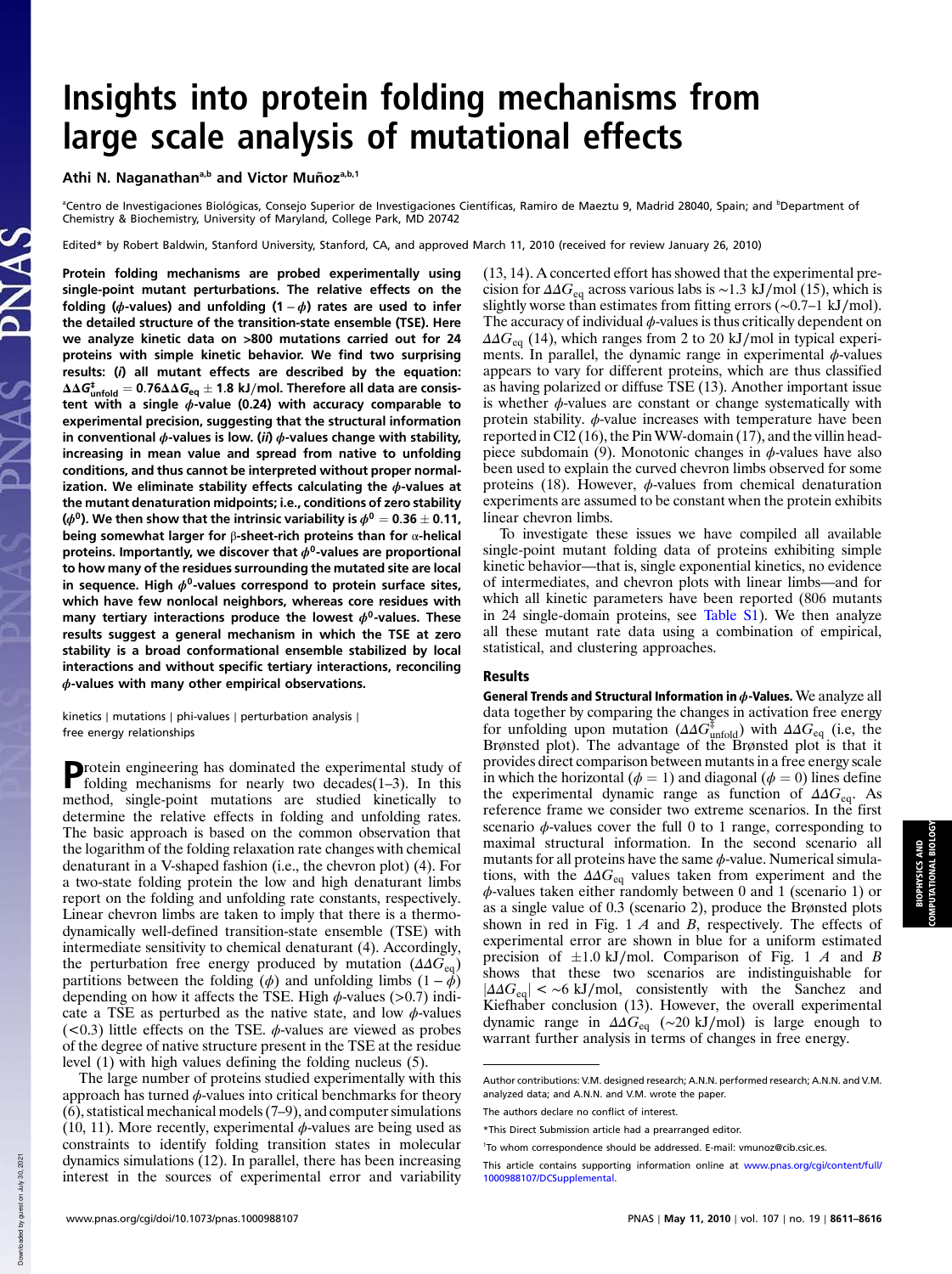# Insights into protein folding mechanisms from large scale analysis of mutational effects

Athi N. Naganathan[a,b] and Victor Muñoz[a,b,1]

[a]Centro de Investigaciones Biológicas, Consejo Superior de Investigaciones Científicas, Ramiro de Maeztu 9, Madrid 28040, Spain; and [b]Department of Chemistry & Biochemistry, University of Maryland, College Park, MD 20742

Edited* by Robert Baldwin, Stanford University, Stanford, CA, and approved March 11, 2010 (received for review January 26, 2010)

**Protein folding mechanisms are probed experimentally using single-point mutant perturbations. The relative effects on the folding ($\phi$-values) and unfolding ($1-\phi$) rates are used to infer the detailed structure of the transition-state ensemble (TSE). Here we analyze kinetic data on >800 mutations carried out for 24 proteins with simple kinetic behavior. We find two surprising results: (*i*) all mutant effects are described by the equation: $\Delta\Delta G^{\ddagger}_{\text{unfold}} = 0.76\Delta\Delta G_{\text{eq}} \pm 1.8$ kJ/mol. Therefore all data are consistent with a single $\phi$-value (0.24) with accuracy comparable to experimental precision, suggesting that the structural information in conventional $\phi$-values is low. (*ii*) $\phi$-values change with stability, increasing in mean value and spread from native to unfolding conditions, and thus cannot be interpreted without proper normalization. We eliminate stability effects calculating the $\phi$-values at the mutant denaturation midpoints; i.e., conditions of zero stability ($\phi^0$). We then show that the intrinsic variability is $\phi^0 = 0.36 \pm 0.11$, being somewhat larger for β-sheet-rich proteins than for α-helical proteins. Importantly, we discover that $\phi^0$-values are proportional to how many of the residues surrounding the mutated site are local in sequence. High $\phi^0$-values correspond to protein surface sites, which have few nonlocal neighbors, whereas core residues with many tertiary interactions produce the lowest $\phi^0$-values. These results suggest a general mechanism in which the TSE at zero stability is a broad conformational ensemble stabilized by local interactions and without specific tertiary interactions, reconciling $\phi$-values with many other empirical observations.**

kinetics | mutations | phi-values | perturbation analysis | free energy relationships

Protein engineering has dominated the experimental study of folding mechanisms for nearly two decades(1–3). In this method, single-point mutations are studied kinetically to determine the relative effects in folding and unfolding rates. The basic approach is based on the common observation that the logarithm of the folding relaxation rate changes with chemical denaturant in a V-shaped fashion (i.e., the chevron plot) (4). For a two-state folding protein the low and high denaturant limbs report on the folding and unfolding rate constants, respectively. Linear chevron limbs are taken to imply that there is a thermodynamically well-defined transition-state ensemble (TSE) with intermediate sensitivity to chemical denaturant (4). Accordingly, the perturbation free energy produced by mutation ($\Delta\Delta G_{\text{eq}}$) partitions between the folding ($\phi$) and unfolding limbs ($1-\phi$) depending on how it affects the TSE. High $\phi$-values (>0.7) indicate a TSE as perturbed as the native state, and low $\phi$-values (<0.3) little effects on the TSE. $\phi$-values are viewed as probes of the degree of native structure present in the TSE at the residue level (1) with high values defining the folding nucleus (5).

The large number of proteins studied experimentally with this approach has turned $\phi$-values into critical benchmarks for theory (6), statistical mechanical models (7–9), and computer simulations (10, 11). More recently, experimental $\phi$-values are being used as constraints to identify folding transition states in molecular dynamics simulations (12). In parallel, there has been increasing interest in the sources of experimental error and variability (13, 14). A concerted effort has showed that the experimental precision for $\Delta\Delta G_{\text{eq}}$ across various labs is ∼1.3 kJ/mol (15), which is slightly worse than estimates from fitting errors (∼0.7–1 kJ/mol). The accuracy of individual $\phi$-values is thus critically dependent on $\Delta\Delta G_{\text{eq}}$ (14), which ranges from 2 to 20 kJ/mol in typical experiments. In parallel, the dynamic range in experimental $\phi$-values appears to vary for different proteins, which are thus classified as having polarized or diffuse TSE (13). Another important issue is whether $\phi$-values are constant or change systematically with protein stability. $\phi$-value increases with temperature have been reported in CI2 (16), the Pin WW-domain (17), and the villin headpiece subdomain (9). Monotonic changes in $\phi$-values have also been used to explain the curved chevron limbs observed for some proteins (18). However, $\phi$-values from chemical denaturation experiments are assumed to be constant when the protein exhibits linear chevron limbs.

To investigate these issues we have compiled all available single-point mutant folding data of proteins exhibiting simple kinetic behavior—that is, single exponential kinetics, no evidence of intermediates, and chevron plots with linear limbs—and for which all kinetic parameters have been reported (806 mutants in 24 single-domain proteins, see Table S1). We then analyze all these mutant rate data using a combination of empirical, statistical, and clustering approaches.

## Results

**General Trends and Structural Information in $\phi$-Values.** We analyze all data together by comparing the changes in activation free energy for unfolding upon mutation ($\Delta\Delta G^{\ddagger}_{\text{unfold}}$) with $\Delta\Delta G_{\text{eq}}$ (i.e, the Brønsted plot). The advantage of the Brønsted plot is that it provides direct comparison between mutants in a free energy scale in which the horizontal ($\phi = 1$) and diagonal ($\phi = 0$) lines define the experimental dynamic range as function of $\Delta\Delta G_{\text{eq}}$. As reference frame we consider two extreme scenarios. In the first scenario $\phi$-values cover the full 0 to 1 range, corresponding to maximal structural information. In the second scenario all mutants for all proteins have the same $\phi$-value. Numerical simulations, with the $\Delta\Delta G_{\text{eq}}$ values taken from experiment and the $\phi$-values taken either randomly between 0 and 1 (scenario 1) or as a single value of 0.3 (scenario 2), produce the Brønsted plots shown in red in Fig. 1 *A* and *B*, respectively. The effects of experimental error are shown in blue for a uniform estimated precision of ±1.0 kJ/mol. Comparison of Fig. 1 *A* and *B* shows that these two scenarios are indistinguishable for $|\Delta\Delta G_{\text{eq}}| < \sim 6$ kJ/mol, consistently with the Sanchez and Kiefhaber conclusion (13). However, the overall experimental dynamic range in $\Delta\Delta G_{\text{eq}}$ (∼20 kJ/mol) is large enough to warrant further analysis in terms of changes in free energy.

---

Author contributions: V.M. designed research; A.N.N. performed research; A.N.N. and V.M. analyzed data; and A.N.N. and V.M. wrote the paper.

The authors declare no conflict of interest.

*This Direct Submission article had a prearranged editor.

[1]To whom correspondence should be addressed. E-mail: vmunoz@cib.csic.es.

This article contains supporting information online at www.pnas.org/cgi/content/full/1000988107/DCSupplemental.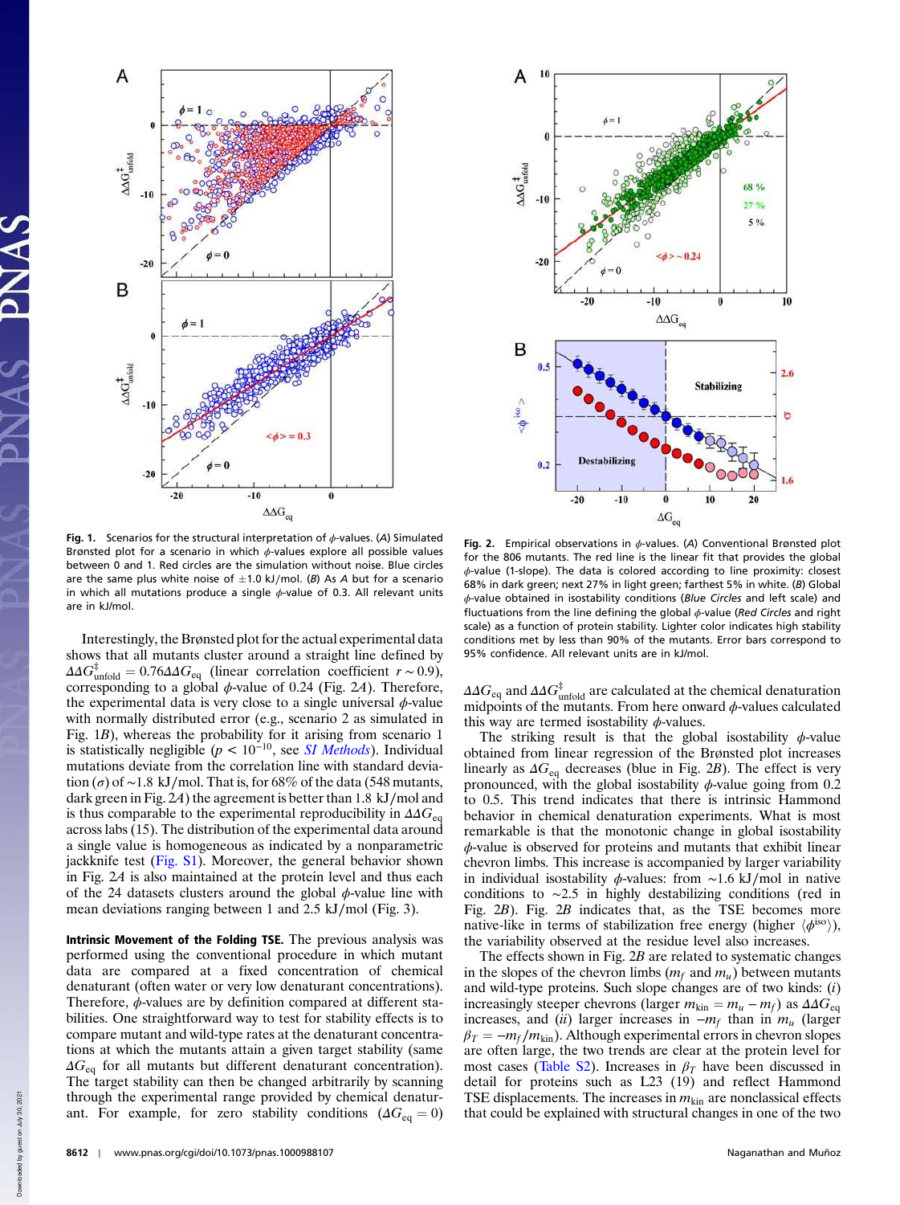**Fig. 1.** Scenarios for the structural interpretation of $\phi$-values. (*A*) Simulated Brønsted plot for a scenario in which $\phi$-values explore all possible values between 0 and 1. Red circles are the simulation without noise. Blue circles are the same plus white noise of $\pm$1.0 kJ/mol. (*B*) As *A* but for a scenario in which all mutations produce a single $\phi$-value of 0.3. All relevant units are in kJ/mol.

**Fig. 2.** Empirical observations in $\phi$-values. (*A*) Conventional Brønsted plot for the 806 mutants. The red line is the linear fit that provides the global $\phi$-value (1-slope). The data is colored according to line proximity: closest 68% in dark green; next 27% in light green; farthest 5% in white. (*B*) Global $\phi$-value obtained in isostability conditions (*Blue Circles* and left scale) and fluctuations from the line defining the global $\phi$-value (*Red Circles* and right scale) as a function of protein stability. Lighter color indicates high stability conditions met by less than 90% of the mutants. Error bars correspond to 95% confidence. All relevant units are in kJ/mol.

Interestingly, the Brønsted plot for the actual experimental data shows that all mutants cluster around a straight line defined by $\Delta\Delta G^{\ddagger}_{\mathrm{unfold}} = 0.76\Delta\Delta G_{\mathrm{eq}}$ (linear correlation coefficient $r \sim 0.9$), corresponding to a global $\phi$-value of 0.24 (Fig. 2*A*). Therefore, the experimental data is very close to a single universal $\phi$-value with normally distributed error (e.g., scenario 2 as simulated in Fig. 1*B*), whereas the probability for it arising from scenario 1 is statistically negligible ($p < 10^{-10}$, see *SI Methods*). Individual mutations deviate from the correlation line with standard deviation ($\sigma$) of ~1.8 kJ/mol. That is, for 68% of the data (548 mutants, dark green in Fig. 2*A*) the agreement is better than 1.8 kJ/mol and is thus comparable to the experimental reproducibility in $\Delta\Delta G_{\mathrm{eq}}$ across labs (15). The distribution of the experimental data around a single value is homogeneous as indicated by a nonparametric jackknife test (Fig. S1). Moreover, the general behavior shown in Fig. 2*A* is also maintained at the protein level and thus each of the 24 datasets clusters around the global $\phi$-value line with mean deviations ranging between 1 and 2.5 kJ/mol (Fig. 3).

**Intrinsic Movement of the Folding TSE.** The previous analysis was performed using the conventional procedure in which mutant data are compared at a fixed concentration of chemical denaturant (often water or very low denaturant concentrations). Therefore, $\phi$-values are by definition compared at different stabilities. One straightforward way to test for stability effects is to compare mutant and wild-type rates at the denaturant concentrations at which the mutants attain a given target stability (same $\Delta G_{\mathrm{eq}}$ for all mutants but different denaturant concentration). The target stability can then be changed arbitrarily by scanning through the experimental range provided by chemical denaturant. For example, for zero stability conditions ($\Delta G_{\mathrm{eq}} = 0$) $\Delta\Delta G_{\mathrm{eq}}$ and $\Delta\Delta G^{\ddagger}_{\mathrm{unfold}}$ are calculated at the chemical denaturation midpoints of the mutants. From here onward $\phi$-values calculated this way are termed isostability $\phi$-values.

The striking result is that the global isostability $\phi$-value obtained from linear regression of the Brønsted plot increases linearly as $\Delta G_{\mathrm{eq}}$ decreases (blue in Fig. 2*B*). The effect is very pronounced, with the global isostability $\phi$-value going from 0.2 to 0.5. This trend indicates that there is intrinsic Hammond behavior in chemical denaturation experiments. What is most remarkable is that the monotonic change in global isostability $\phi$-value is observed for proteins and mutants that exhibit linear chevron limbs. This increase is accompanied by larger variability in individual isostability $\phi$-values: from ~1.6 kJ/mol in native conditions to ~2.5 in highly destabilizing conditions (red in Fig. 2*B*). Fig. 2*B* indicates that, as the TSE becomes more native-like in terms of stabilization free energy (higher $\langle\phi^{\mathrm{iso}}\rangle$), the variability observed at the residue level also increases.

The effects shown in Fig. 2*B* are related to systematic changes in the slopes of the chevron limbs ($m_f$ and $m_u$) between mutants and wild-type proteins. Such slope changes are of two kinds: (*i*) increasingly steeper chevrons (larger $m_{\mathrm{kin}} = m_u - m_f$) as $\Delta\Delta G_{\mathrm{eq}}$ increases, and (*ii*) larger increases in $-m_f$ than in $m_u$ (larger $\beta_T = -m_f/m_{\mathrm{kin}}$). Although experimental errors in chevron slopes are often large, the two trends are clear at the protein level for most cases (Table S2). Increases in $\beta_T$ have been discussed in detail for proteins such as L23 (19) and reflect Hammond TSE displacements. The increases in $m_{\mathrm{kin}}$ are nonclassical effects that could be explained with structural changes in one of the two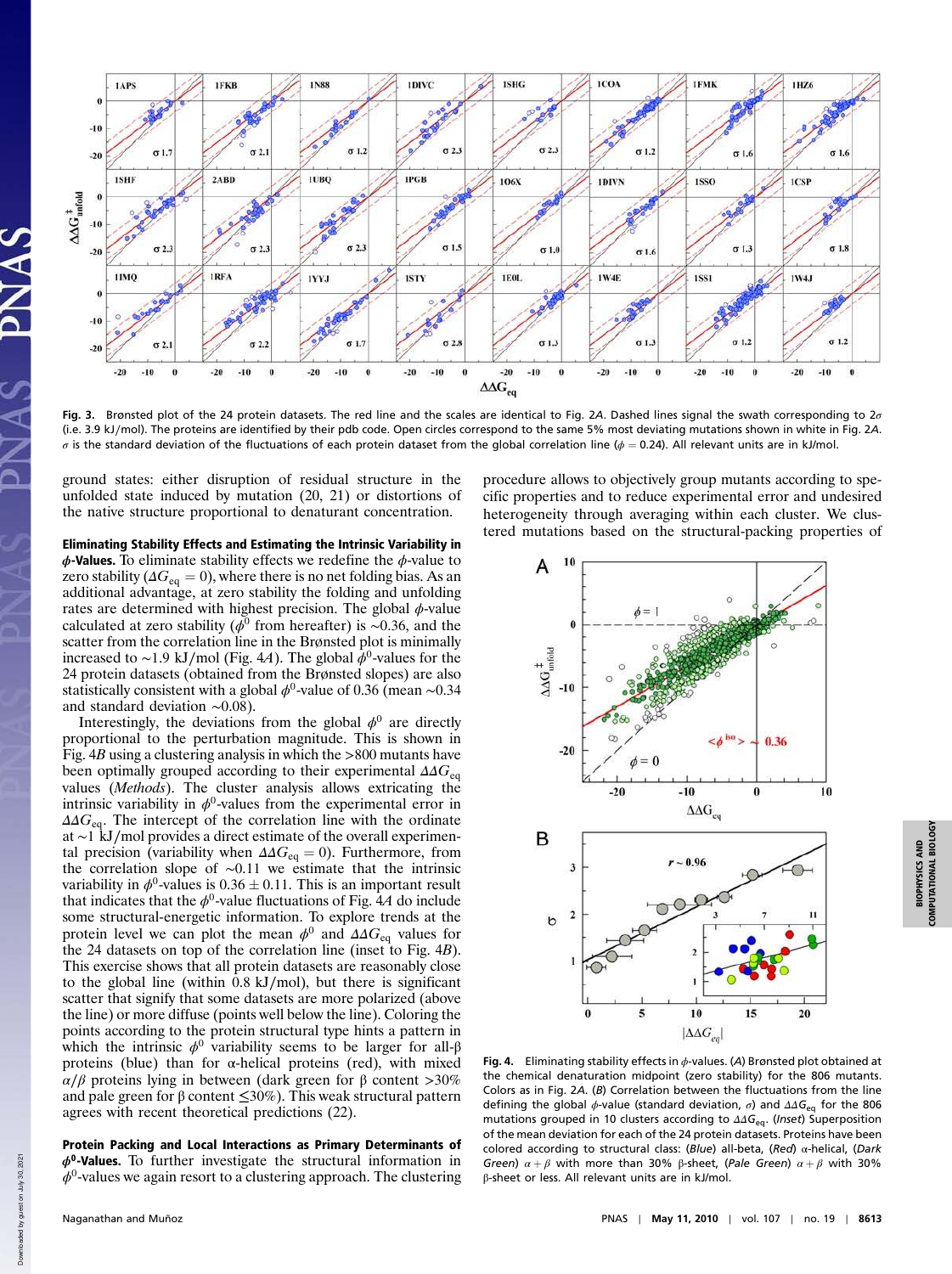**Fig. 3.** Brønsted plot of the 24 protein datasets. The red line and the scales are identical to Fig. 2*A*. Dashed lines signal the swath corresponding to $2\sigma$ (i.e. 3.9 kJ/mol). The proteins are identified by their pdb code. Open circles correspond to the same 5% most deviating mutations shown in white in Fig. 2*A*. $\sigma$ is the standard deviation of the fluctuations of each protein dataset from the global correlation line ($\phi = 0.24$). All relevant units are in kJ/mol.

ground states: either disruption of residual structure in the unfolded state induced by mutation (20, 21) or distortions of the native structure proportional to denaturant concentration.

**Eliminating Stability Effects and Estimating the Intrinsic Variability in $\phi$-Values.** To eliminate stability effects we redefine the $\phi$-value to zero stability ($\Delta G_{eq} = 0$), where there is no net folding bias. As an additional advantage, at zero stability the folding and unfolding rates are determined with highest precision. The global $\phi$-value calculated at zero stability ($\phi^0$ from hereafter) is ~0.36, and the scatter from the correlation line in the Brønsted plot is minimally increased to ~1.9 kJ/mol (Fig. 4*A*). The global $\phi^0$-values for the 24 protein datasets (obtained from the Brønsted slopes) are also statistically consistent with a global $\phi^0$-value of 0.36 (mean ~0.34 and standard deviation ~0.08).

Interestingly, the deviations from the global $\phi^0$ are directly proportional to the perturbation magnitude. This is shown in Fig. 4*B* using a clustering analysis in which the >800 mutants have been optimally grouped according to their experimental $\Delta\Delta G_{eq}$ values (*Methods*). The cluster analysis allows extricating the intrinsic variability in $\phi^0$-values from the experimental error in $\Delta\Delta G_{eq}$. The intercept of the correlation line with the ordinate at ~1 kJ/mol provides a direct estimate of the overall experimental precision (variability when $\Delta\Delta G_{eq} = 0$). Furthermore, from the correlation slope of ~0.11 we estimate that the intrinsic variability in $\phi^0$-values is $0.36 \pm 0.11$. This is an important result that indicates that the $\phi^0$-value fluctuations of Fig. 4*A* do include some structural-energetic information. To explore trends at the protein level we can plot the mean $\phi^0$ and $\Delta\Delta G_{eq}$ values for the 24 datasets on top of the correlation line (inset to Fig. 4*B*). This exercise shows that all protein datasets are reasonably close to the global line (within 0.8 kJ/mol), but there is significant scatter that signify that some datasets are more polarized (above the line) or more diffuse (points well below the line). Coloring the points according to the protein structural type hints a pattern in which the intrinsic $\phi^0$ variability seems to be larger for all-$\beta$ proteins (blue) than for $\alpha$-helical proteins (red), with mixed $\alpha/\beta$ proteins lying in between (dark green for $\beta$ content >30% and pale green for $\beta$ content $\leq$30%). This weak structural pattern agrees with recent theoretical predictions (22).

**Protein Packing and Local Interactions as Primary Determinants of $\phi^0$-Values.** To further investigate the structural information in $\phi^0$-values we again resort to a clustering approach. The clustering procedure allows to objectively group mutants according to specific properties and to reduce experimental error and undesired heterogeneity through averaging within each cluster. We clustered mutations based on the structural-packing properties of

**Fig. 4.** Eliminating stability effects in $\phi$-values. (*A*) Brønsted plot obtained at the chemical denaturation midpoint (zero stability) for the 806 mutants. Colors as in Fig. 2*A*. (*B*) Correlation between the fluctuations from the line defining the global $\phi$-value (standard deviation, $\sigma$) and $\Delta\Delta G_{eq}$ for the 806 mutations grouped in 10 clusters according to $\Delta\Delta G_{eq}$. (*Inset*) Superposition of the mean deviation for each of the 24 protein datasets. Proteins have been colored according to structural class: (*Blue*) all-beta, (*Red*) $\alpha$-helical, (*Dark Green*) $\alpha + \beta$ with more than 30% $\beta$-sheet, (*Pale Green*) $\alpha + \beta$ with 30% $\beta$-sheet or less. All relevant units are in kJ/mol.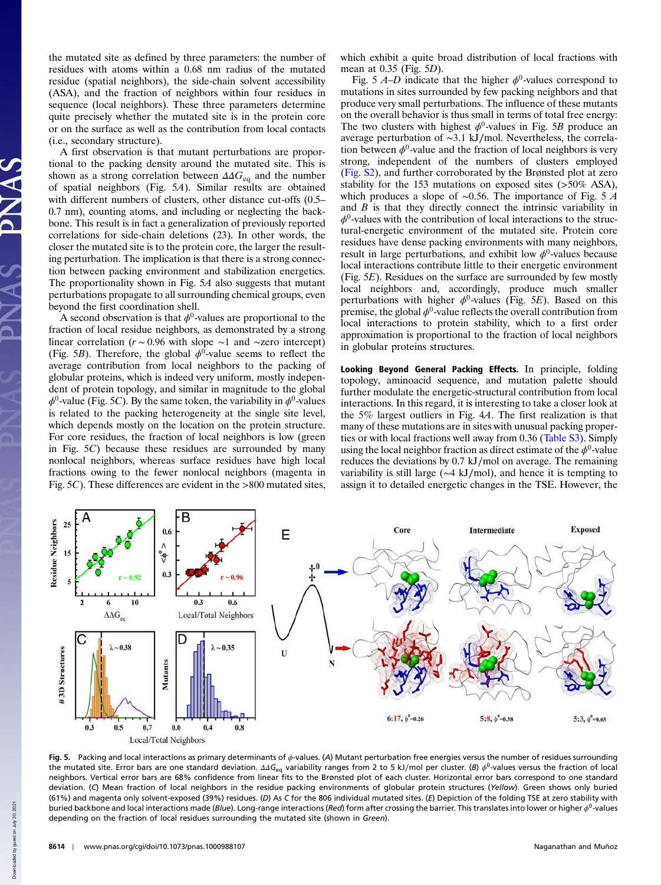the mutated site as defined by three parameters: the number of residues with atoms within a 0.68 nm radius of the mutated residue (spatial neighbors), the side-chain solvent accessibility (ASA), and the fraction of neighbors within four residues in sequence (local neighbors). These three parameters determine quite precisely whether the mutated site is in the protein core or on the surface as well as the contribution from local contacts (i.e., secondary structure).

A first observation is that mutant perturbations are proportional to the packing density around the mutated site. This is shown as a strong correlation between $\Delta\Delta G_{eq}$ and the number of spatial neighbors (Fig. 5*A*). Similar results are obtained with different numbers of clusters, other distance cut-offs (0.5–0.7 nm), counting atoms, and including or neglecting the backbone. This result is in fact a generalization of previously reported correlations for side-chain deletions (23). In other words, the closer the mutated site is to the protein core, the larger the resulting perturbation. The implication is that there is a strong connection between packing environment and stabilization energetics. The proportionality shown in Fig. 5*A* also suggests that mutant perturbations propagate to all surrounding chemical groups, even beyond the first coordination shell.

A second observation is that $\phi^0$-values are proportional to the fraction of local residue neighbors, as demonstrated by a strong linear correlation ($r \sim 0.96$ with slope $\sim 1$ and $\sim$zero intercept) (Fig. 5*B*). Therefore, the global $\phi^0$-value seems to reflect the average contribution from local neighbors to the packing of globular proteins, which is indeed very uniform, mostly independent of protein topology, and similar in magnitude to the global $\phi^0$-value (Fig. 5*C*). By the same token, the variability in $\phi^0$-values is related to the packing heterogeneity at the single site level, which depends mostly on the location on the protein structure. For core residues, the fraction of local neighbors is low (green in Fig. 5*C*) because these residues are surrounded by many nonlocal neighbors, whereas surface residues have high local fractions owing to the fewer nonlocal neighbors (magenta in Fig. 5*C*). These differences are evident in the >800 mutated sites, which exhibit a quite broad distribution of local fractions with mean at 0.35 (Fig. 5*D*).

Fig. 5 *A*–*D* indicate that the higher $\phi^0$-values correspond to mutations in sites surrounded by few packing neighbors and that produce very small perturbations. The influence of these mutants on the overall behavior is thus small in terms of total free energy: The two clusters with highest $\phi^0$-values in Fig. 5*B* produce an average perturbation of ~3.1 kJ/mol. Nevertheless, the correlation between $\phi^0$-value and the fraction of local neighbors is very strong, independent of the numbers of clusters employed (Fig. S2), and further corroborated by the Brønsted plot at zero stability for the 153 mutations on exposed sites (>50% ASA), which produces a slope of ~0.56. The importance of Fig. 5 *A* and *B* is that they directly connect the intrinsic variability in $\phi^0$-values with the contribution of local interactions to the structural-energetic environment of the mutated site. Protein core residues have dense packing environments with many neighbors, result in large perturbations, and exhibit low $\phi^0$-values because local interactions contribute little to their energetic environment (Fig. 5*E*). Residues on the surface are surrounded by few mostly local neighbors and, accordingly, produce much smaller perturbations with higher $\phi^0$-values (Fig. 5*E*). Based on this premise, the global $\phi^0$-value reflects the overall contribution from local interactions to protein stability, which to a first order approximation is proportional to the fraction of local neighbors in globular proteins structures.

**Looking Beyond General Packing Effects.** In principle, folding topology, aminoacid sequence, and mutation palette should further modulate the energetic-structural contribution from local interactions. In this regard, it is interesting to take a closer look at the 5% largest outliers in Fig. 4*A*. The first realization is that many of these mutations are in sites with unusual packing properties or with local fractions well away from 0.36 (Table S3). Simply using the local neighbor fraction as direct estimate of the $\phi^0$-value reduces the deviations by 0.7 kJ/mol on average. The remaining variability is still large (~4 kJ/mol), and hence it is tempting to assign it to detailed energetic changes in the TSE. However, the

**Fig. 5.** Packing and local interactions as primary determinants of $\phi$-values. (*A*) Mutant perturbation free energies versus the number of residues surrounding the mutated site. Error bars are one standard deviation. $\Delta\Delta G_{eq}$ variability ranges from 2 to 5 kJ/mol per cluster. (*B*) $\phi^0$-values versus the fraction of local neighbors. Vertical error bars are 68% confidence from linear fits to the Brønsted plot of each cluster. Horizontal error bars correspond to one standard deviation. (*C*) Mean fraction of local neighbors in the residue packing environments of globular protein structures (*Yellow*). Green shows only buried (61%) and magenta only solvent-exposed (39%) residues. (*D*) As *C* for the 806 individual mutated sites. (*E*) Depiction of the folding TSE at zero stability with buried backbone and local interactions made (*Blue*). Long-range interactions (*Red*) form after crossing the barrier. This translates into lower or higher $\phi^0$-values depending on the fraction of local residues surrounding the mutated site (shown in *Green*).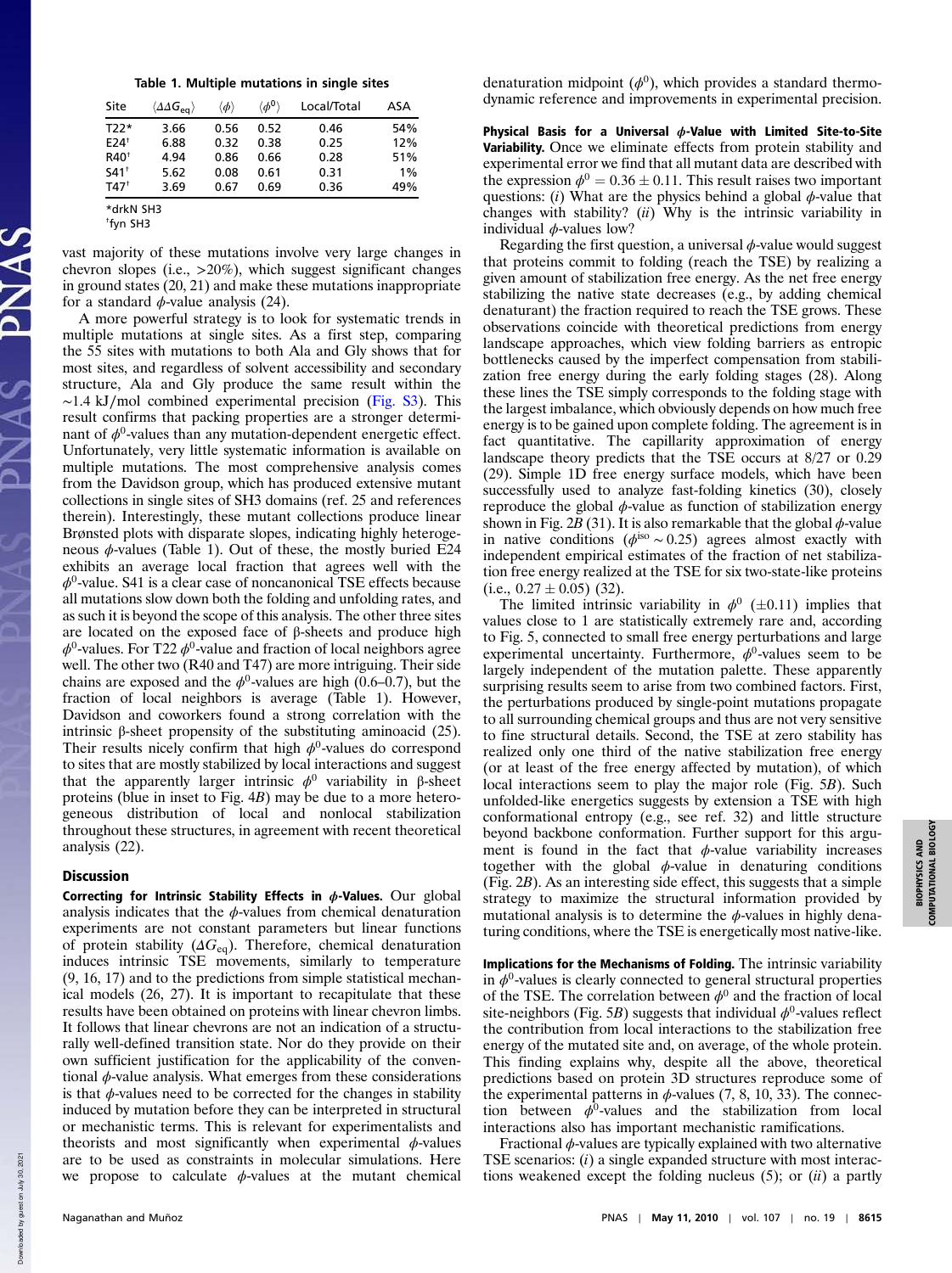**Table 1. Multiple mutations in single sites**

| Site | $\langle \Delta\Delta G_{eq} \rangle$ | $\langle \phi \rangle$ | $\langle \phi^0 \rangle$ | Local/Total | ASA |
|---|---|---|---|---|---|
| T22* | 3.66 | 0.56 | 0.52 | 0.46 | 54% |
| E24[†] | 6.88 | 0.32 | 0.38 | 0.25 | 12% |
| R40[†] | 4.94 | 0.86 | 0.66 | 0.28 | 51% |
| S41[†] | 5.62 | 0.08 | 0.61 | 0.31 | 1% |
| T47[†] | 3.69 | 0.67 | 0.69 | 0.36 | 49% |

*drkN SH3
[†]fyn SH3

vast majority of these mutations involve very large changes in chevron slopes (i.e., >20%), which suggest significant changes in ground states (20, 21) and make these mutations inappropriate for a standard $\phi$-value analysis (24).

A more powerful strategy is to look for systematic trends in multiple mutations at single sites. As a first step, comparing the 55 sites with mutations to both Ala and Gly shows that for most sites, and regardless of solvent accessibility and secondary structure, Ala and Gly produce the same result within the ~1.4 kJ/mol combined experimental precision (Fig. S3). This result confirms that packing properties are a stronger determinant of $\phi^0$-values than any mutation-dependent energetic effect. Unfortunately, very little systematic information is available on multiple mutations. The most comprehensive analysis comes from the Davidson group, which has produced extensive mutant collections in single sites of SH3 domains (ref. 25 and references therein). Interestingly, these mutant collections produce linear Brønsted plots with disparate slopes, indicating highly heterogeneous $\phi$-values (Table 1). Out of these, the mostly buried E24 exhibits an average local fraction that agrees well with the $\phi^0$-value. S41 is a clear case of noncanonical TSE effects because all mutations slow down both the folding and unfolding rates, and as such it is beyond the scope of this analysis. The other three sites are located on the exposed face of β-sheets and produce high $\phi^0$-values. For T22 $\phi^0$-value and fraction of local neighbors agree well. The other two (R40 and T47) are more intriguing. Their side chains are exposed and the $\phi^0$-values are high (0.6–0.7), but the fraction of local neighbors is average (Table 1). However, Davidson and coworkers found a strong correlation with the intrinsic β-sheet propensity of the substituting aminoacid (25). Their results nicely confirm that high $\phi^0$-values do correspond to sites that are mostly stabilized by local interactions and suggest that the apparently larger intrinsic $\phi^0$ variability in β-sheet proteins (blue in inset to Fig. 4*B*) may be due to a more heterogeneous distribution of local and nonlocal stabilization throughout these structures, in agreement with recent theoretical analysis (22).

## Discussion

**Correcting for Intrinsic Stability Effects in $\phi$-Values.** Our global analysis indicates that the $\phi$-values from chemical denaturation experiments are not constant parameters but linear functions of protein stability ($\Delta G_{eq}$). Therefore, chemical denaturation induces intrinsic TSE movements, similarly to temperature (9, 16, 17) and to the predictions from simple statistical mechanical models (26, 27). It is important to recapitulate that these results have been obtained on proteins with linear chevron limbs. It follows that linear chevrons are not an indication of a structurally well-defined transition state. Nor do they provide on their own sufficient justification for the applicability of the conventional $\phi$-value analysis. What emerges from these considerations is that $\phi$-values need to be corrected for the changes in stability induced by mutation before they can be interpreted in structural or mechanistic terms. This is relevant for experimentalists and theorists and most significantly when experimental $\phi$-values are to be used as constraints in molecular simulations. Here we propose to calculate $\phi$-values at the mutant chemical denaturation midpoint ($\phi^0$), which provides a standard thermodynamic reference and improvements in experimental precision.

**Physical Basis for a Universal $\phi$-Value with Limited Site-to-Site Variability.** Once we eliminate effects from protein stability and experimental error we find that all mutant data are described with the expression $\phi^0 = 0.36 \pm 0.11$. This result raises two important questions: (*i*) What are the physics behind a global $\phi$-value that changes with stability? (*ii*) Why is the intrinsic variability in individual $\phi$-values low?

Regarding the first question, a universal $\phi$-value would suggest that proteins commit to folding (reach the TSE) by realizing a given amount of stabilization free energy. As the net free energy stabilizing the native state decreases (e.g., by adding chemical denaturant) the fraction required to reach the TSE grows. These observations coincide with theoretical predictions from energy landscape approaches, which view folding barriers as entropic bottlenecks caused by the imperfect compensation from stabilization free energy during the early folding stages (28). Along these lines the TSE simply corresponds to the folding stage with the largest imbalance, which obviously depends on how much free energy is to be gained upon complete folding. The agreement is in fact quantitative. The capillarity approximation of energy landscape theory predicts that the TSE occurs at 8/27 or 0.29 (29). Simple 1D free energy surface models, which have been successfully used to analyze fast-folding kinetics (30), closely reproduce the global $\phi$-value as function of stabilization energy shown in Fig. 2*B* (31). It is also remarkable that the global $\phi$-value in native conditions ($\phi^{iso} \sim 0.25$) agrees almost exactly with independent empirical estimates of the fraction of net stabilization free energy realized at the TSE for six two-state-like proteins (i.e., $0.27 \pm 0.05$) (32).

The limited intrinsic variability in $\phi^0$ ($\pm 0.11$) implies that values close to 1 are statistically extremely rare and, according to Fig. 5, connected to small free energy perturbations and large experimental uncertainty. Furthermore, $\phi^0$-values seem to be largely independent of the mutation palette. These apparently surprising results seem to arise from two combined factors. First, the perturbations produced by single-point mutations propagate to all surrounding chemical groups and thus are not very sensitive to fine structural details. Second, the TSE at zero stability has realized only one third of the native stabilization free energy (or at least of the free energy affected by mutation), of which local interactions seem to play the major role (Fig. 5*B*). Such unfolded-like energetics suggests by extension a TSE with high conformational entropy (e.g., see ref. 32) and little structure beyond backbone conformation. Further support for this argument is found in the fact that $\phi$-value variability increases together with the global $\phi$-value in denaturing conditions (Fig. 2*B*). As an interesting side effect, this suggests that a simple strategy to maximize the structural information provided by mutational analysis is to determine the $\phi$-values in highly denaturing conditions, where the TSE is energetically most native-like.

**Implications for the Mechanisms of Folding.** The intrinsic variability in $\phi^0$-values is clearly connected to general structural properties of the TSE. The correlation between $\phi^0$ and the fraction of local site-neighbors (Fig. 5*B*) suggests that individual $\phi^0$-values reflect the contribution from local interactions to the stabilization free energy of the mutated site and, on average, of the whole protein. This finding explains why, despite all the above, theoretical predictions based on protein 3D structures reproduce some of the experimental patterns in $\phi$-values (7, 8, 10, 33). The connection between $\phi^0$-values and the stabilization from local interactions also has important mechanistic ramifications.

Fractional $\phi$-values are typically explained with two alternative TSE scenarios: (*i*) a single expanded structure with most interactions weakened except the folding nucleus (5); or (*ii*) a partly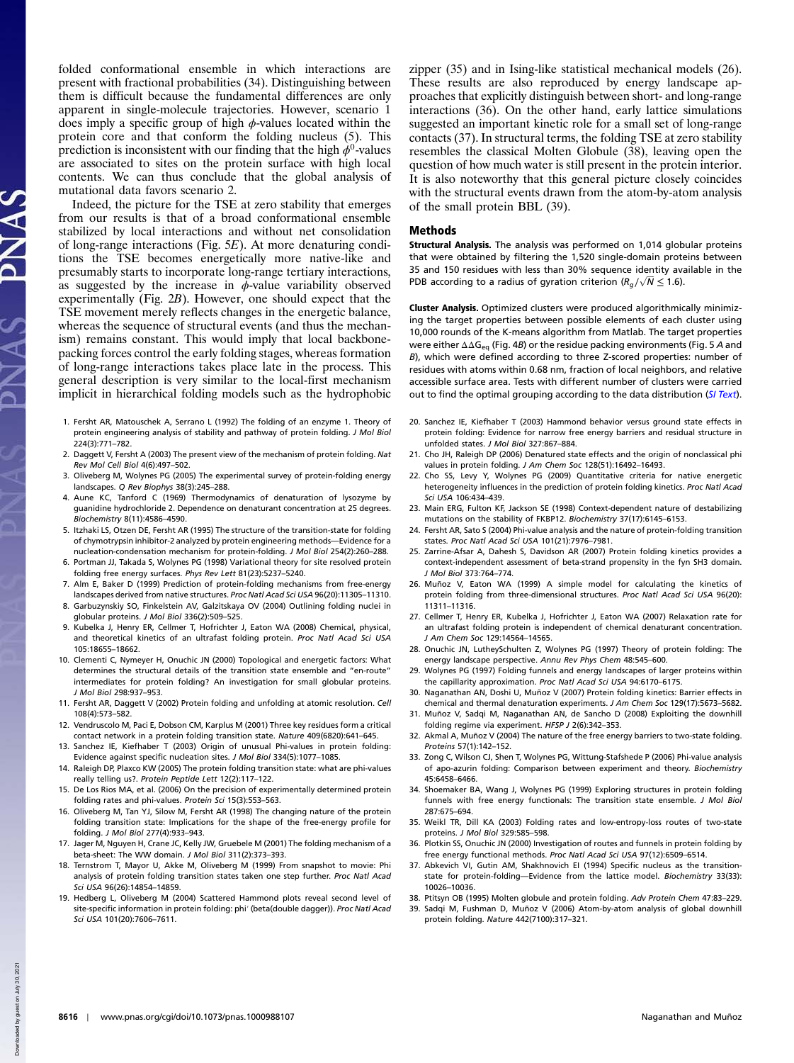folded conformational ensemble in which interactions are present with fractional probabilities (34). Distinguishing between them is difficult because the fundamental differences are only apparent in single-molecule trajectories. However, scenario 1 does imply a specific group of high $\phi$-values located within the protein core and that conform the folding nucleus (5). This prediction is inconsistent with our finding that the high $\phi^0$-values are associated to sites on the protein surface with high local contents. We can thus conclude that the global analysis of mutational data favors scenario 2.

Indeed, the picture for the TSE at zero stability that emerges from our results is that of a broad conformational ensemble stabilized by local interactions and without net consolidation of long-range interactions (Fig. 5*E*). At more denaturing conditions the TSE becomes energetically more native-like and presumably starts to incorporate long-range tertiary interactions, as suggested by the increase in $\phi$-value variability observed experimentally (Fig. 2*B*). However, one should expect that the TSE movement merely reflects changes in the energetic balance, whereas the sequence of structural events (and thus the mechanism) remains constant. This would imply that local backbone-packing forces control the early folding stages, whereas formation of long-range interactions takes place late in the process. This general description is very similar to the local-first mechanism implicit in hierarchical folding models such as the hydrophobic zipper (35) and in Ising-like statistical mechanical models (26). These results are also reproduced by energy landscape approaches that explicitly distinguish between short- and long-range interactions (36). On the other hand, early lattice simulations suggested an important kinetic role for a small set of long-range contacts (37). In structural terms, the folding TSE at zero stability resembles the classical Molten Globule (38), leaving open the question of how much water is still present in the protein interior. It is also noteworthy that this general picture closely coincides with the structural events drawn from the atom-by-atom analysis of the small protein BBL (39).

## Methods

**Structural Analysis.** The analysis was performed on 1,014 globular proteins that were obtained by filtering the 1,520 single-domain proteins between 35 and 150 residues with less than 30% sequence identity available in the PDB according to a radius of gyration criterion ($R_g/\sqrt{N} \leq 1.6$).

**Cluster Analysis.** Optimized clusters were produced algorithmically minimizing the target properties between possible elements of each cluster using 10,000 rounds of the K-means algorithm from Matlab. The target properties were either $\Delta\Delta G_{eq}$ (Fig. 4*B*) or the residue packing environments (Fig. 5 *A* and *B*), which were defined according to three Z-scored properties: number of residues with atoms within 0.68 nm, fraction of local neighbors, and relative accessible surface area. Tests with different number of clusters were carried out to find the optimal grouping according to the data distribution (*SI Text*).

1. Fersht AR, Matouschek A, Serrano L (1992) The folding of an enzyme 1. Theory of protein engineering analysis of stability and pathway of protein folding. *J Mol Biol* 224(3):771–782.
2. Daggett V, Fersht A (2003) The present view of the mechanism of protein folding. *Nat Rev Mol Cell Biol* 4(6):497–502.
3. Oliveberg M, Wolynes PG (2005) The experimental survey of protein-folding energy landscapes. *Q Rev Biophys* 38(3):245–288.
4. Aune KC, Tanford C (1969) Thermodynamics of denaturation of lysozyme by guanidine hydrochloride 2. Dependence on denaturant concentration at 25 degrees. *Biochemistry* 8(11):4586–4590.
5. Itzhaki LS, Otzen DE, Fersht AR (1995) The structure of the transition-state for folding of chymotrypsin inhibitor-2 analyzed by protein engineering methods—Evidence for a nucleation-condensation mechanism for protein-folding. *J Mol Biol* 254(2):260–288.
6. Portman JJ, Takada S, Wolynes PG (1998) Variational theory for site resolved protein folding free energy surfaces. *Phys Rev Lett* 81(23):5237–5240.
7. Alm E, Baker D (1999) Prediction of protein-folding mechanisms from free-energy landscapes derived from native structures. *Proc Natl Acad Sci USA* 96(20):11305–11310.
8. Garbuzynskiy SO, Finkelstein AV, Galzitskaya OV (2004) Outlining folding nuclei in globular proteins. *J Mol Biol* 336(2):509–525.
9. Kubelka J, Henry ER, Cellmer T, Hofrichter J, Eaton WA (2008) Chemical, physical, and theoretical kinetics of an ultrafast folding protein. *Proc Natl Acad Sci USA* 105:18655–18662.
10. Clementi C, Nymeyer H, Onuchic JN (2000) Topological and energetic factors: What determines the structural details of the transition state ensemble and "en-route" intermediates for protein folding? An investigation for small globular proteins. *J Mol Biol* 298:937–953.
11. Fersht AR, Daggett V (2002) Protein folding and unfolding at atomic resolution. *Cell* 108(4):573–582.
12. Vendruscolo M, Paci E, Dobson CM, Karplus M (2001) Three key residues form a critical contact network in a protein folding transition state. *Nature* 409(6820):641–645.
13. Sanchez IE, Kiefhaber T (2003) Origin of unusual Phi-values in protein folding: Evidence against specific nucleation sites. *J Mol Biol* 334(5):1077–1085.
14. Raleigh DP, Plaxco KW (2005) The protein folding transition state: what are phi-values really telling us?. *Protein Peptide Lett* 12(2):117–122.
15. De Los Rios MA, et al. (2006) On the precision of experimentally determined protein folding rates and phi-values. *Protein Sci* 15(3):553–563.
16. Oliveberg M, Tan YJ, Silow M, Fersht AR (1998) The changing nature of the protein folding transition state: Implications for the shape of the free-energy profile for folding. *J Mol Biol* 277(4):933–943.
17. Jager M, Nguyen H, Crane JC, Kelly JW, Gruebele M (2001) The folding mechanism of a beta-sheet: The WW domain. *J Mol Biol* 311(2):373–393.
18. Ternstrom T, Mayor U, Akke M, Oliveberg M (1999) From snapshot to movie: Phi analysis of protein folding transition states taken one step further. *Proc Natl Acad Sci USA* 96(26):14854–14859.
19. Hedberg L, Oliveberg M (2004) Scattered Hammond plots reveal second level of site-specific information in protein folding: phi' (beta(double dagger)). *Proc Natl Acad Sci USA* 101(20):7606–7611.
20. Sanchez IE, Kiefhaber T (2003) Hammond behavior versus ground state effects in protein folding: Evidence for narrow free energy barriers and residual structure in unfolded states. *J Mol Biol* 327:867–884.
21. Cho JH, Raleigh DP (2006) Denatured state effects and the origin of nonclassical phi values in protein folding. *J Am Chem Soc* 128(51):16492–16493.
22. Cho SS, Levy Y, Wolynes PG (2009) Quantitative criteria for native energetic heterogeneity influences in the prediction of protein folding kinetics. *Proc Natl Acad Sci USA* 106:434–439.
23. Main ERG, Fulton KF, Jackson SE (1998) Context-dependent nature of destabilizing mutations on the stability of FKBP12. *Biochemistry* 37(17):6145–6153.
24. Fersht AR, Sato S (2004) Phi-value analysis and the nature of protein-folding transition states. *Proc Natl Acad Sci USA* 101(21):7976–7981.
25. Zarrine-Afsar A, Dahesh S, Davidson AR (2007) Protein folding kinetics provides a context-independent assessment of beta-strand propensity in the fyn SH3 domain. *J Mol Biol* 373:764–774.
26. Muñoz V, Eaton WA (1999) A simple model for calculating the kinetics of protein folding from three-dimensional structures. *Proc Natl Acad Sci USA* 96(20): 11311–11316.
27. Cellmer T, Henry ER, Kubelka J, Hofrichter J, Eaton WA (2007) Relaxation rate for an ultrafast folding protein is independent of chemical denaturant concentration. *J Am Chem Soc* 129:14564–14565.
28. Onuchic JN, LutheySchulten Z, Wolynes PG (1997) Theory of protein folding: The energy landscape perspective. *Annu Rev Phys Chem* 48:545–600.
29. Wolynes PG (1997) Folding funnels and energy landscapes of larger proteins within the capillarity approximation. *Proc Natl Acad Sci USA* 94:6170–6175.
30. Naganathan AN, Doshi U, Muñoz V (2007) Protein folding kinetics: Barrier effects in chemical and thermal denaturation experiments. *J Am Chem Soc* 129(17):5673–5682.
31. Muñoz V, Sadqi M, Naganathan AN, de Sancho D (2008) Exploiting the downhill folding regime via experiment. *HFSP J* 2(6):342–353.
32. Akmal A, Muñoz V (2004) The nature of the free energy barriers to two-state folding. *Proteins* 57(1):142–152.
33. Zong C, Wilson CJ, Shen T, Wolynes PG, Wittung-Stafshede P (2006) Phi-value analysis of apo-azurin folding: Comparison between experiment and theory. *Biochemistry* 45:6458–6466.
34. Shoemaker BA, Wang J, Wolynes PG (1999) Exploring structures in protein folding funnels with free energy functionals: The transition state ensemble. *J Mol Biol* 287:675–694.
35. Weikl TR, Dill KA (2003) Folding rates and low-entropy-loss routes of two-state proteins. *J Mol Biol* 329:585–598.
36. Plotkin SS, Onuchic JN (2000) Investigation of routes and funnels in protein folding by free energy functional methods. *Proc Natl Acad Sci USA* 97(12):6509–6514.
37. Abkevich VI, Gutin AM, Shakhnovich EI (1994) Specific nucleus as the transition-state for protein-folding—Evidence from the lattice model. *Biochemistry* 33(33): 10026–10036.
38. Ptitsyn OB (1995) Molten globule and protein folding. *Adv Protein Chem* 47:83–229.
39. Sadqi M, Fushman D, Muñoz V (2006) Atom-by-atom analysis of global downhill protein folding. *Nature* 442(7100):317–321.